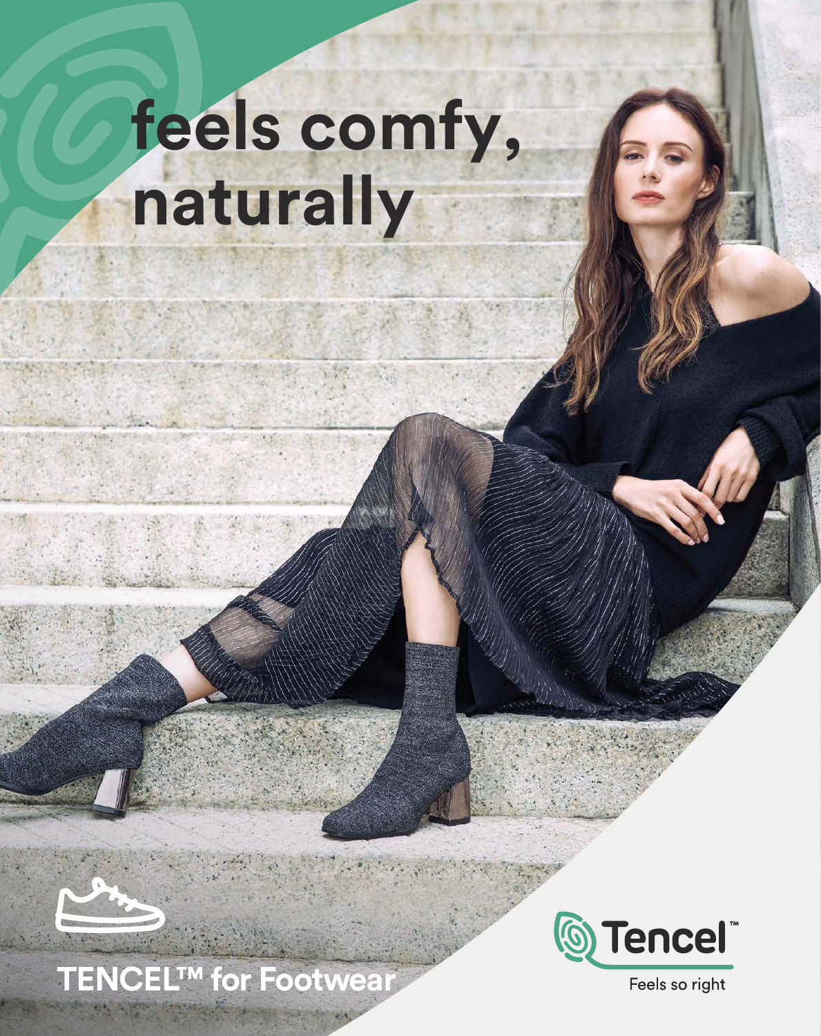# feels comfy, naturally

TENCEL™ for Footwear

Tencel™

Feels so right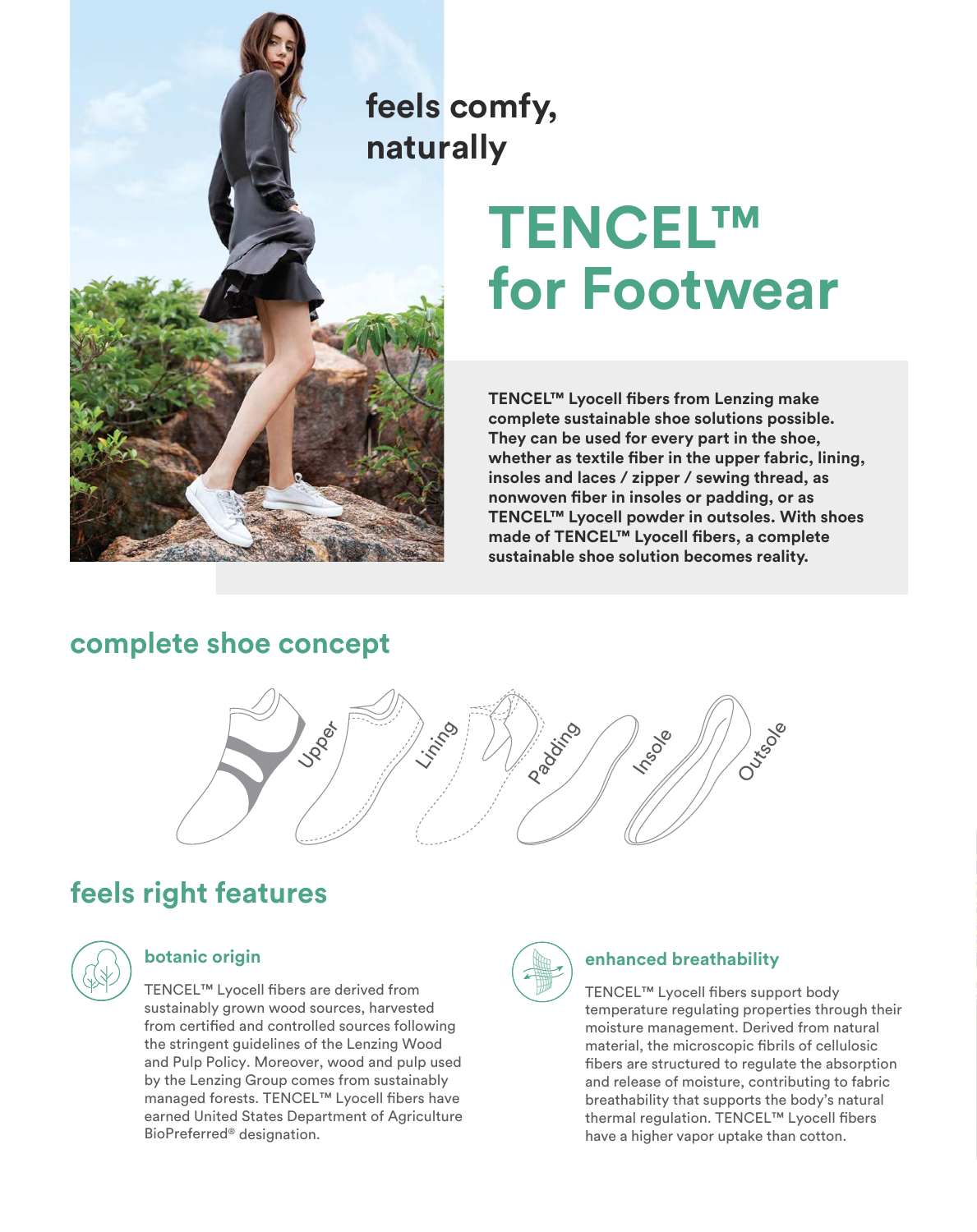feels comfy, naturally

# TENCEL™ for Footwear

**TENCEL™ Lyocell fibers from Lenzing make complete sustainable shoe solutions possible. They can be used for every part in the shoe, whether as textile fiber in the upper fabric, lining, insoles and laces / zipper / sewing thread, as nonwoven fiber in insoles or padding, or as TENCEL™ Lyocell powder in outsoles. With shoes made of TENCEL™ Lyocell fibers, a complete sustainable shoe solution becomes reality.**

## complete shoe concept

Upper, Lining, Padding, Insole, Outsole

## feels right features

### botanic origin

TENCEL™ Lyocell fibers are derived from sustainably grown wood sources, harvested from certified and controlled sources following the stringent guidelines of the Lenzing Wood and Pulp Policy. Moreover, wood and pulp used by the Lenzing Group comes from sustainably managed forests. TENCEL™ Lyocell fibers have earned United States Department of Agriculture BioPreferred® designation.

### enhanced breathability

TENCEL™ Lyocell fibers support body temperature regulating properties through their moisture management. Derived from natural material, the microscopic fibrils of cellulosic fibers are structured to regulate the absorption and release of moisture, contributing to fabric breathability that supports the body's natural thermal regulation. TENCEL™ Lyocell fibers have a higher vapor uptake than cotton.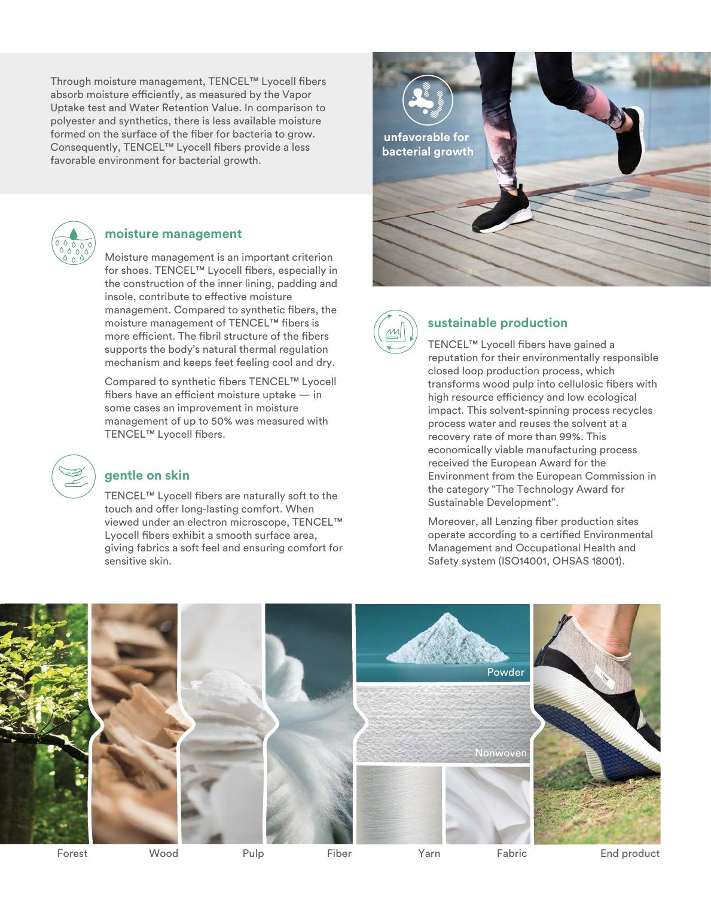Through moisture management, TENCEL™ Lyocell fibers absorb moisture efficiently, as measured by the Vapor Uptake test and Water Retention Value. In comparison to polyester and synthetics, there is less available moisture formed on the surface of the fiber for bacteria to grow. Consequently, TENCEL™ Lyocell fibers provide a less favorable environment for bacterial growth.

unfavorable for bacterial growth

## moisture management

Moisture management is an important criterion for shoes. TENCEL™ Lyocell fibers, especially in the construction of the inner lining, padding and insole, contribute to effective moisture management. Compared to synthetic fibers, the moisture management of TENCEL™ fibers is more efficient. The fibril structure of the fibers supports the body's natural thermal regulation mechanism and keeps feet feeling cool and dry.

Compared to synthetic fibers TENCEL™ Lyocell fibers have an efficient moisture uptake — in some cases an improvement in moisture management of up to 50% was measured with TENCEL™ Lyocell fibers.

## gentle on skin

TENCEL™ Lyocell fibers are naturally soft to the touch and offer long-lasting comfort. When viewed under an electron microscope, TENCEL™ Lyocell fibers exhibit a smooth surface area, giving fabrics a soft feel and ensuring comfort for sensitive skin.

## sustainable production

TENCEL™ Lyocell fibers have gained a reputation for their environmentally responsible closed loop production process, which transforms wood pulp into cellulosic fibers with high resource efficiency and low ecological impact. This solvent-spinning process recycles process water and reuses the solvent at a recovery rate of more than 99%. This economically viable manufacturing process received the European Award for the Environment from the European Commission in the category "The Technology Award for Sustainable Development".

Moreover, all Lenzing fiber production sites operate according to a certified Environmental Management and Occupational Health and Safety system (ISO14001, OHSAS 18001).

Forest — Wood — Pulp — Fiber — Powder — Nonwoven — Yarn — Fabric — End product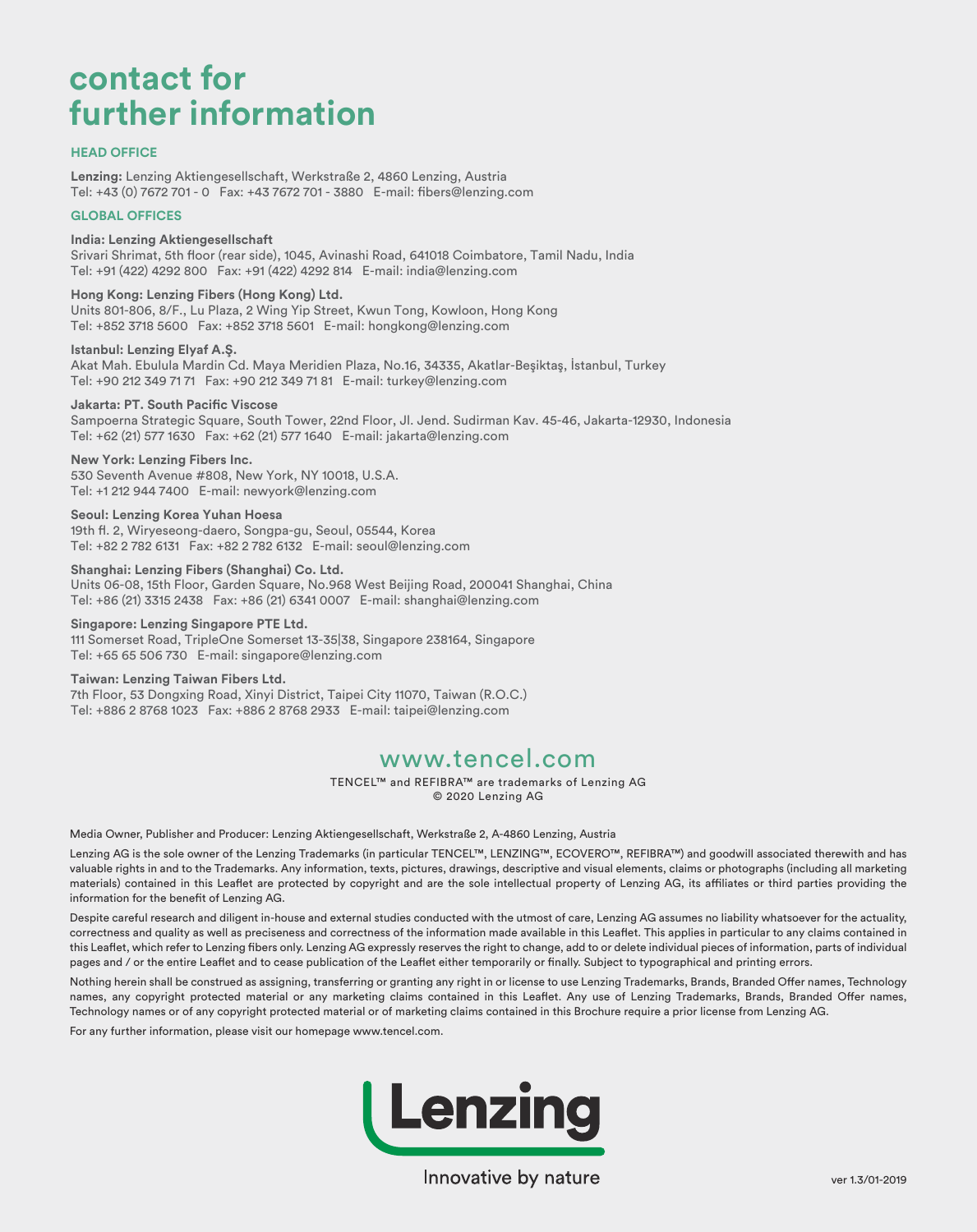# contact for further information

## HEAD OFFICE

**Lenzing:** Lenzing Aktiengesellschaft, Werkstraße 2, 4860 Lenzing, Austria
Tel: +43 (0) 7672 701 - 0 Fax: +43 7672 701 - 3880 E-mail: fibers@lenzing.com

## GLOBAL OFFICES

**India: Lenzing Aktiengesellschaft**
Srivari Shrimat, 5th floor (rear side), 1045, Avinashi Road, 641018 Coimbatore, Tamil Nadu, India
Tel: +91 (422) 4292 800 Fax: +91 (422) 4292 814 E-mail: india@lenzing.com

**Hong Kong: Lenzing Fibers (Hong Kong) Ltd.**
Units 801-806, 8/F., Lu Plaza, 2 Wing Yip Street, Kwun Tong, Kowloon, Hong Kong
Tel: +852 3718 5600 Fax: +852 3718 5601 E-mail: hongkong@lenzing.com

**Istanbul: Lenzing Elyaf A.Ş.**
Akat Mah. Ebulula Mardin Cd. Maya Meridien Plaza, No.16, 34335, Akatlar-Beşiktaş, İstanbul, Turkey
Tel: +90 212 349 71 71 Fax: +90 212 349 71 81 E-mail: turkey@lenzing.com

**Jakarta: PT. South Pacific Viscose**
Sampoerna Strategic Square, South Tower, 22nd Floor, Jl. Jend. Sudirman Kav. 45-46, Jakarta-12930, Indonesia
Tel: +62 (21) 577 1630 Fax: +62 (21) 577 1640 E-mail: jakarta@lenzing.com

**New York: Lenzing Fibers Inc.**
530 Seventh Avenue #808, New York, NY 10018, U.S.A.
Tel: +1 212 944 7400 E-mail: newyork@lenzing.com

**Seoul: Lenzing Korea Yuhan Hoesa**
19th fl. 2, Wiryeseong-daero, Songpa-gu, Seoul, 05544, Korea
Tel: +82 2 782 6131 Fax: +82 2 782 6132 E-mail: seoul@lenzing.com

**Shanghai: Lenzing Fibers (Shanghai) Co. Ltd.**
Units 06-08, 15th Floor, Garden Square, No.968 West Beijing Road, 200041 Shanghai, China
Tel: +86 (21) 3315 2438 Fax: +86 (21) 6341 0007 E-mail: shanghai@lenzing.com

**Singapore: Lenzing Singapore PTE Ltd.**
111 Somerset Road, TripleOne Somerset 13-35|38, Singapore 238164, Singapore
Tel: +65 65 506 730 E-mail: singapore@lenzing.com

**Taiwan: Lenzing Taiwan Fibers Ltd.**
7th Floor, 53 Dongxing Road, Xinyi District, Taipei City 11070, Taiwan (R.O.C.)
Tel: +886 2 8768 1023 Fax: +886 2 8768 2933 E-mail: taipei@lenzing.com

www.tencel.com

TENCEL™ and REFIBRA™ are trademarks of Lenzing AG
© 2020 Lenzing AG

Media Owner, Publisher and Producer: Lenzing Aktiengesellschaft, Werkstraße 2, A-4860 Lenzing, Austria

Lenzing AG is the sole owner of the Lenzing Trademarks (in particular TENCEL™, LENZING™, ECOVERO™, REFIBRA™) and goodwill associated therewith and has valuable rights in and to the Trademarks. Any information, texts, pictures, drawings, descriptive and visual elements, claims or photographs (including all marketing materials) contained in this Leaflet are protected by copyright and are the sole intellectual property of Lenzing AG, its affiliates or third parties providing the information for the benefit of Lenzing AG.

Despite careful research and diligent in-house and external studies conducted with the utmost of care, Lenzing AG assumes no liability whatsoever for the actuality, correctness and quality as well as preciseness and correctness of the information made available in this Leaflet. This applies in particular to any claims contained in this Leaflet, which refer to Lenzing fibers only. Lenzing AG expressly reserves the right to change, add to or delete individual pieces of information, parts of individual pages and / or the entire Leaflet and to cease publication of the Leaflet either temporarily or finally. Subject to typographical and printing errors.

Nothing herein shall be construed as assigning, transferring or granting any right in or license to use Lenzing Trademarks, Brands, Branded Offer names, Technology names, any copyright protected material or any marketing claims contained in this Leaflet. Any use of Lenzing Trademarks, Brands, Branded Offer names, Technology names or of any copyright protected material or of marketing claims contained in this Brochure require a prior license from Lenzing AG.

For any further information, please visit our homepage www.tencel.com.

Lenzing

Innovative by nature

ver 1.3/01-2019